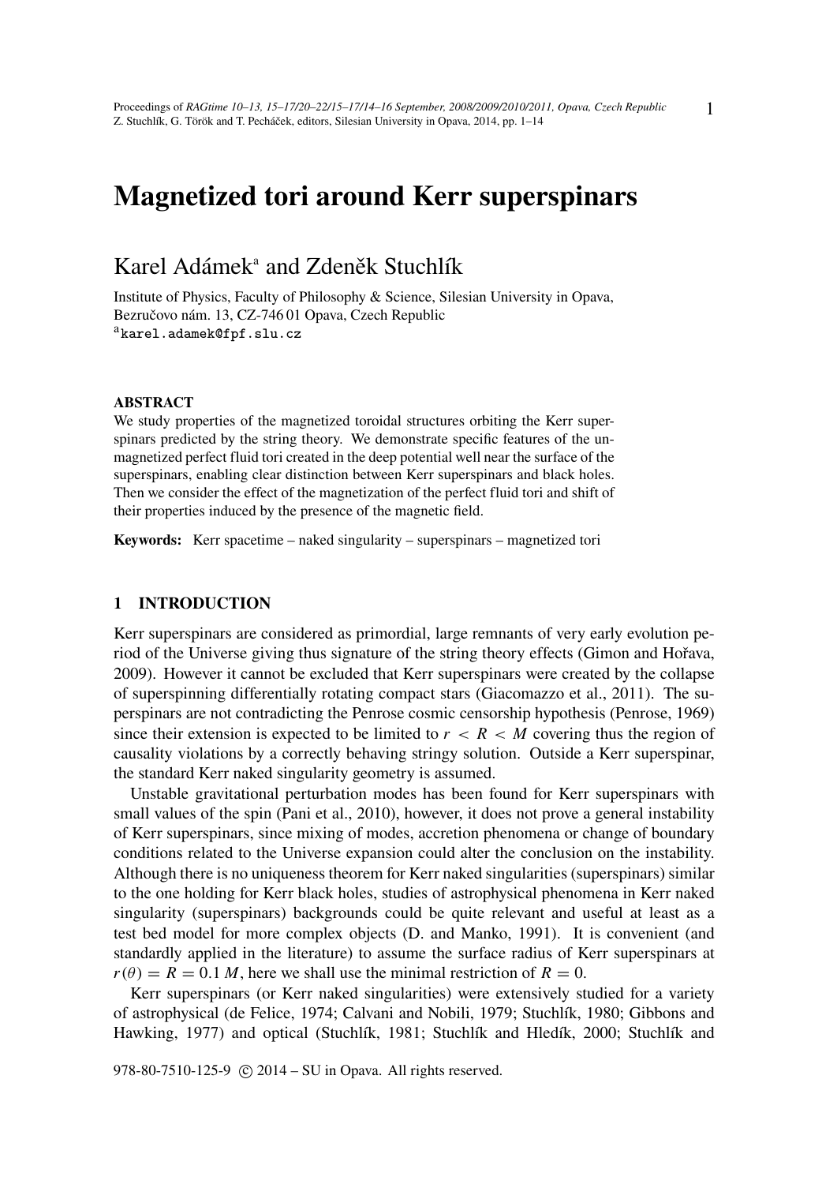# Magnetized tori around Kerr superspinars

Karel Adámek[a] and Zdeněk Stuchlík

Institute of Physics, Faculty of Philosophy & Science, Silesian University in Opava, Bezručovo nám. 13, CZ-746 01 Opava, Czech Republic

[a]karel.adamek@fpf.slu.cz

**ABSTRACT**

We study properties of the magnetized toroidal structures orbiting the Kerr superspinars predicted by the string theory. We demonstrate specific features of the unmagnetized perfect fluid tori created in the deep potential well near the surface of the superspinars, enabling clear distinction between Kerr superspinars and black holes. Then we consider the effect of the magnetization of the perfect fluid tori and shift of their properties induced by the presence of the magnetic field.

**Keywords:** Kerr spacetime – naked singularity – superspinars – magnetized tori

## 1 INTRODUCTION

Kerr superspinars are considered as primordial, large remnants of very early evolution period of the Universe giving thus signature of the string theory effects (Gimon and Hořava, 2009). However it cannot be excluded that Kerr superspinars were created by the collapse of superspinning differentially rotating compact stars (Giacomazzo et al., 2011). The superspinars are not contradicting the Penrose cosmic censorship hypothesis (Penrose, 1969) since their extension is expected to be limited to $r < R < M$ covering thus the region of causality violations by a correctly behaving stringy solution. Outside a Kerr superspinar, the standard Kerr naked singularity geometry is assumed.

Unstable gravitational perturbation modes has been found for Kerr superspinars with small values of the spin (Pani et al., 2010), however, it does not prove a general instability of Kerr superspinars, since mixing of modes, accretion phenomena or change of boundary conditions related to the Universe expansion could alter the conclusion on the instability. Although there is no uniqueness theorem for Kerr naked singularities (superspinars) similar to the one holding for Kerr black holes, studies of astrophysical phenomena in Kerr naked singularity (superspinars) backgrounds could be quite relevant and useful at least as a test bed model for more complex objects (D. and Manko, 1991). It is convenient (and standardly applied in the literature) to assume the surface radius of Kerr superspinars at $r(\theta) = R = 0.1\,M$, here we shall use the minimal restriction of $R = 0$.

Kerr superspinars (or Kerr naked singularities) were extensively studied for a variety of astrophysical (de Felice, 1974; Calvani and Nobili, 1979; Stuchlík, 1980; Gibbons and Hawking, 1977) and optical (Stuchlík, 1981; Stuchlík and Hledík, 2000; Stuchlík and

978-80-7510-125-9 © 2014 – SU in Opava. All rights reserved.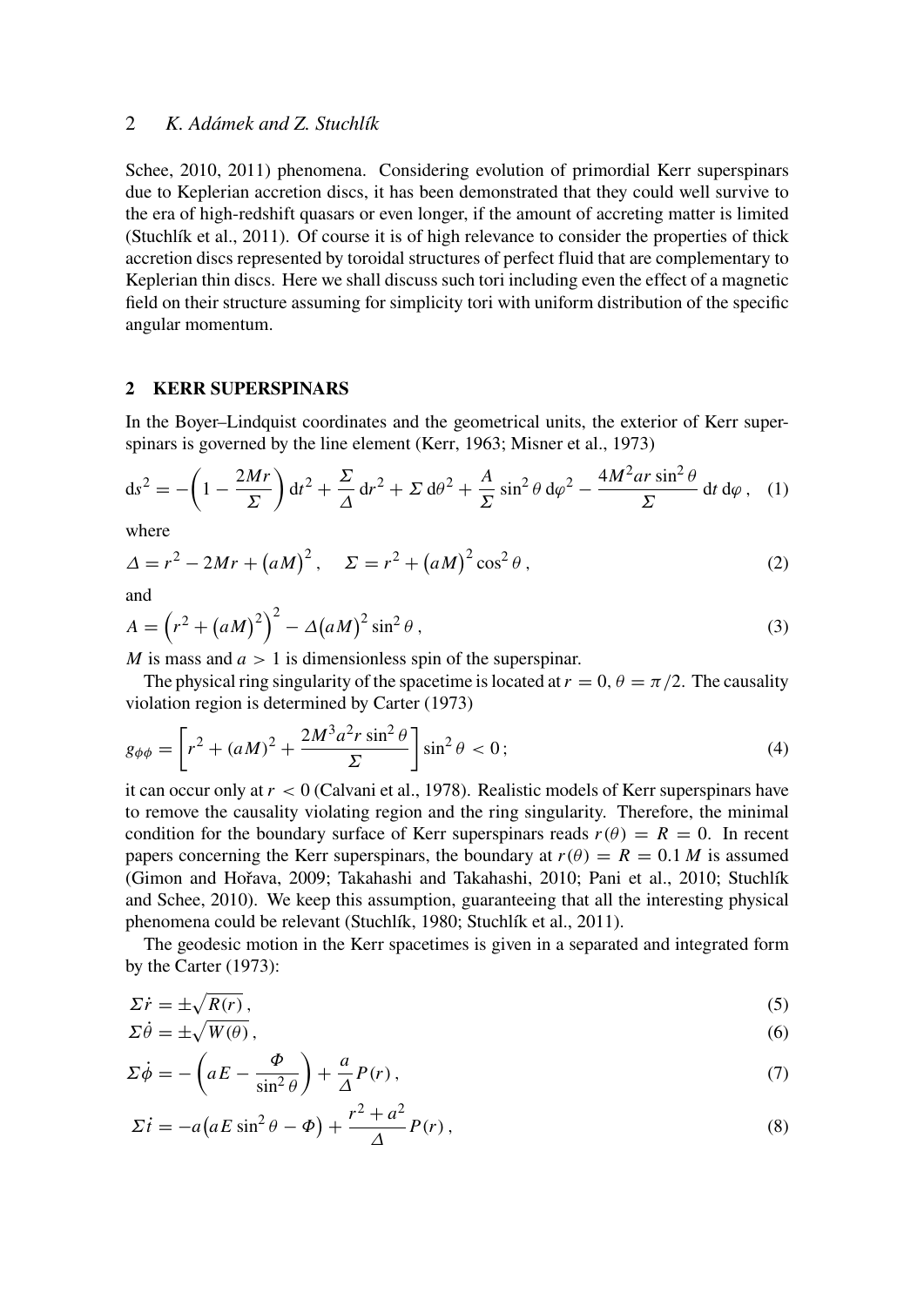Schee, 2010, 2011) phenomena. Considering evolution of primordial Kerr superspinars due to Keplerian accretion discs, it has been demonstrated that they could well survive to the era of high-redshift quasars or even longer, if the amount of accreting matter is limited (Stuchlík et al., 2011). Of course it is of high relevance to consider the properties of thick accretion discs represented by toroidal structures of perfect fluid that are complementary to Keplerian thin discs. Here we shall discuss such tori including even the effect of a magnetic field on their structure assuming for simplicity tori with uniform distribution of the specific angular momentum.

## 2 KERR SUPERSPINARS

In the Boyer–Lindquist coordinates and the geometrical units, the exterior of Kerr superspinars is governed by the line element (Kerr, 1963; Misner et al., 1973)

$$\mathrm{d}s^2 = -\left(1 - \frac{2Mr}{\Sigma}\right)\mathrm{d}t^2 + \frac{\Sigma}{\Delta}\,\mathrm{d}r^2 + \Sigma\,\mathrm{d}\theta^2 + \frac{A}{\Sigma}\sin^2\theta\,\mathrm{d}\varphi^2 - \frac{4M^2ar\sin^2\theta}{\Sigma}\,\mathrm{d}t\,\mathrm{d}\varphi\,, \quad (1)$$

where

$$\Delta = r^2 - 2Mr + \left(aM\right)^2, \quad \Sigma = r^2 + \left(aM\right)^2\cos^2\theta\,, \quad (2)$$

and

$$A = \left(r^2 + \left(aM\right)^2\right)^2 - \Delta\left(aM\right)^2\sin^2\theta\,, \quad (3)$$

$M$ is mass and $a > 1$ is dimensionless spin of the superspinar.

The physical ring singularity of the spacetime is located at $r = 0$, $\theta = \pi/2$. The causality violation region is determined by Carter (1973)

$$g_{\phi\phi} = \left[r^2 + (aM)^2 + \frac{2M^3a^2r\sin^2\theta}{\Sigma}\right]\sin^2\theta < 0\,; \quad (4)$$

it can occur only at $r < 0$ (Calvani et al., 1978). Realistic models of Kerr superspinars have to remove the causality violating region and the ring singularity. Therefore, the minimal condition for the boundary surface of Kerr superspinars reads $r(\theta) = R = 0$. In recent papers concerning the Kerr superspinars, the boundary at $r(\theta) = R = 0.1\,M$ is assumed (Gimon and Hořava, 2009; Takahashi and Takahashi, 2010; Pani et al., 2010; Stuchlík and Schee, 2010). We keep this assumption, guaranteeing that all the interesting physical phenomena could be relevant (Stuchlík, 1980; Stuchlík et al., 2011).

The geodesic motion in the Kerr spacetimes is given in a separated and integrated form by the Carter (1973):

$$\Sigma\dot{r} = \pm\sqrt{R(r)}\,, \quad (5)$$

$$\Sigma\dot{\theta} = \pm\sqrt{W(\theta)}\,, \quad (6)$$

$$\Sigma\dot{\phi} = -\left(aE - \frac{\Phi}{\sin^2\theta}\right) + \frac{a}{\Delta}P(r)\,, \quad (7)$$

$$\Sigma\dot{t} = -a\left(aE\sin^2\theta - \Phi\right) + \frac{r^2 + a^2}{\Delta}P(r)\,, \quad (8)$$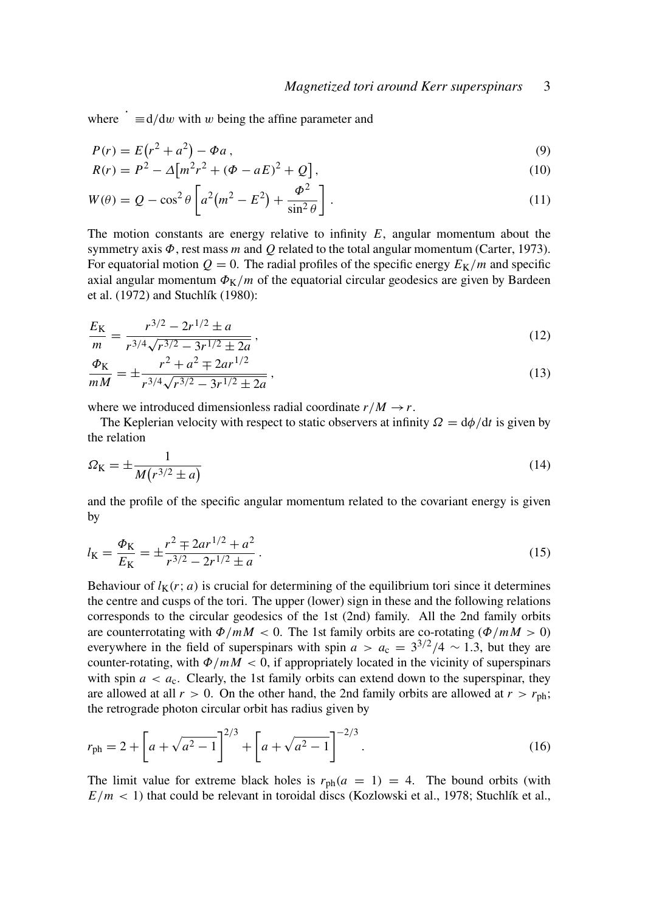where $\dot{} \equiv \mathrm{d}/\mathrm{d}w$ with $w$ being the affine parameter and

$$P(r) = E\left(r^2 + a^2\right) - \Phi a\,, \tag{9}$$

$$R(r) = P^2 - \Delta\left[m^2 r^2 + (\Phi - aE)^2 + Q\right], \tag{10}$$

$$W(\theta) = Q - \cos^2\theta\left[a^2\left(m^2 - E^2\right) + \frac{\Phi^2}{\sin^2\theta}\right]. \tag{11}$$

The motion constants are energy relative to infinity $E$, angular momentum about the symmetry axis $\Phi$, rest mass $m$ and $Q$ related to the total angular momentum (Carter, 1973). For equatorial motion $Q = 0$. The radial profiles of the specific energy $E_{\mathrm{K}}/m$ and specific axial angular momentum $\Phi_{\mathrm{K}}/m$ of the equatorial circular geodesics are given by Bardeen et al. (1972) and Stuchlík (1980):

$$\frac{E_{\mathrm{K}}}{m} = \frac{r^{3/2} - 2r^{1/2} \pm a}{r^{3/4}\sqrt{r^{3/2} - 3r^{1/2} \pm 2a}}\,, \tag{12}$$

$$\frac{\Phi_{\mathrm{K}}}{mM} = \pm\frac{r^2 + a^2 \mp 2ar^{1/2}}{r^{3/4}\sqrt{r^{3/2} - 3r^{1/2} \pm 2a}}\,, \tag{13}$$

where we introduced dimensionless radial coordinate $r/M \to r$.

The Keplerian velocity with respect to static observers at infinity $\Omega = \mathrm{d}\phi/\mathrm{d}t$ is given by the relation

$$\Omega_{\mathrm{K}} = \pm\frac{1}{M\left(r^{3/2} \pm a\right)} \tag{14}$$

and the profile of the specific angular momentum related to the covariant energy is given by

$$l_{\mathrm{K}} = \frac{\Phi_{\mathrm{K}}}{E_{\mathrm{K}}} = \pm\frac{r^2 \mp 2ar^{1/2} + a^2}{r^{3/2} - 2r^{1/2} \pm a}\,. \tag{15}$$

Behaviour of $l_{\mathrm{K}}(r; a)$ is crucial for determining of the equilibrium tori since it determines the centre and cusps of the tori. The upper (lower) sign in these and the following relations corresponds to the circular geodesics of the 1st (2nd) family. All the 2nd family orbits are counterrotating with $\Phi/mM < 0$. The 1st family orbits are co-rotating ($\Phi/mM > 0$) everywhere in the field of superspinars with spin $a > a_{\mathrm{c}} = 3^{3/2}/4 \sim 1.3$, but they are counter-rotating, with $\Phi/mM < 0$, if appropriately located in the vicinity of superspinars with spin $a < a_{\mathrm{c}}$. Clearly, the 1st family orbits can extend down to the superspinar, they are allowed at all $r > 0$. On the other hand, the 2nd family orbits are allowed at $r > r_{\mathrm{ph}}$; the retrograde photon circular orbit has radius given by

$$r_{\mathrm{ph}} = 2 + \left[a + \sqrt{a^2 - 1}\right]^{2/3} + \left[a + \sqrt{a^2 - 1}\right]^{-2/3}. \tag{16}$$

The limit value for extreme black holes is $r_{\mathrm{ph}}(a = 1) = 4$. The bound orbits (with $E/m < 1$) that could be relevant in toroidal discs (Kozlowski et al., 1978; Stuchlík et al.,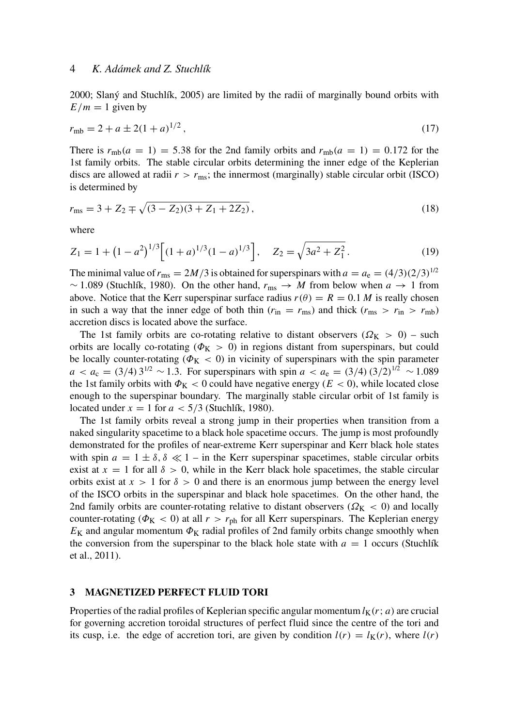2000; Slaný and Stuchlík, 2005) are limited by the radii of marginally bound orbits with $E/m = 1$ given by

$$r_{\rm mb} = 2 + a \pm 2(1+a)^{1/2}\,, \tag{17}$$

There is $r_{\rm mb}(a = 1) = 5.38$ for the 2nd family orbits and $r_{\rm mb}(a = 1) = 0.172$ for the 1st family orbits. The stable circular orbits determining the inner edge of the Keplerian discs are allowed at radii $r > r_{\rm ms}$; the innermost (marginally) stable circular orbit (ISCO) is determined by

$$r_{\rm ms} = 3 + Z_2 \mp \sqrt{(3 - Z_2)(3 + Z_1 + 2Z_2)}\,, \tag{18}$$

where

$$Z_1 = 1 + \left(1 - a^2\right)^{1/3}\left[(1+a)^{1/3}(1-a)^{1/3}\right], \quad Z_2 = \sqrt{3a^2 + Z_1^2}\,. \tag{19}$$

The minimal value of $r_{\rm ms} = 2M/3$ is obtained for superspinars with $a = a_{\rm e} = (4/3)(2/3)^{1/2} \sim 1.089$ (Stuchlík, 1980). On the other hand, $r_{\rm ms} \to M$ from below when $a \to 1$ from above. Notice that the Kerr superspinar surface radius $r(\theta) = R = 0.1\,M$ is really chosen in such a way that the inner edge of both thin ($r_{\rm in} = r_{\rm ms}$) and thick ($r_{\rm ms} > r_{\rm in} > r_{\rm mb}$) accretion discs is located above the surface.

The 1st family orbits are co-rotating relative to distant observers ($\Omega_{\rm K} > 0$) – such orbits are locally co-rotating ($\Phi_{\rm K} > 0$) in regions distant from superspinars, but could be locally counter-rotating ($\Phi_{\rm K} < 0$) in vicinity of superspinars with the spin parameter $a < a_{\rm c} = (3/4)\,3^{1/2} \sim 1.3$. For superspinars with spin $a < a_{\rm e} = (3/4)\,(3/2)^{1/2} \sim 1.089$ the 1st family orbits with $\Phi_{\rm K} < 0$ could have negative energy ($E < 0$), while located close enough to the superspinar boundary. The marginally stable circular orbit of 1st family is located under $x = 1$ for $a < 5/3$ (Stuchlík, 1980).

The 1st family orbits reveal a strong jump in their properties when transition from a naked singularity spacetime to a black hole spacetime occurs. The jump is most profoundly demonstrated for the profiles of near-extreme Kerr superspinar and Kerr black hole states with spin $a = 1 \pm \delta$, $\delta \ll 1$ – in the Kerr superspinar spacetimes, stable circular orbits exist at $x = 1$ for all $\delta > 0$, while in the Kerr black hole spacetimes, the stable circular orbits exist at $x > 1$ for $\delta > 0$ and there is an enormous jump between the energy level of the ISCO orbits in the superspinar and black hole spacetimes. On the other hand, the 2nd family orbits are counter-rotating relative to distant observers ($\Omega_{\rm K} < 0$) and locally counter-rotating ($\Phi_{\rm K} < 0$) at all $r > r_{\rm ph}$ for all Kerr superspinars. The Keplerian energy $E_{\rm K}$ and angular momentum $\Phi_{\rm K}$ radial profiles of 2nd family orbits change smoothly when the conversion from the superspinar to the black hole state with $a = 1$ occurs (Stuchlík et al., 2011).

## 3 MAGNETIZED PERFECT FLUID TORI

Properties of the radial profiles of Keplerian specific angular momentum $l_{\rm K}(r; a)$ are crucial for governing accretion toroidal structures of perfect fluid since the centre of the tori and its cusp, i.e. the edge of accretion tori, are given by condition $l(r) = l_{\rm K}(r)$, where $l(r)$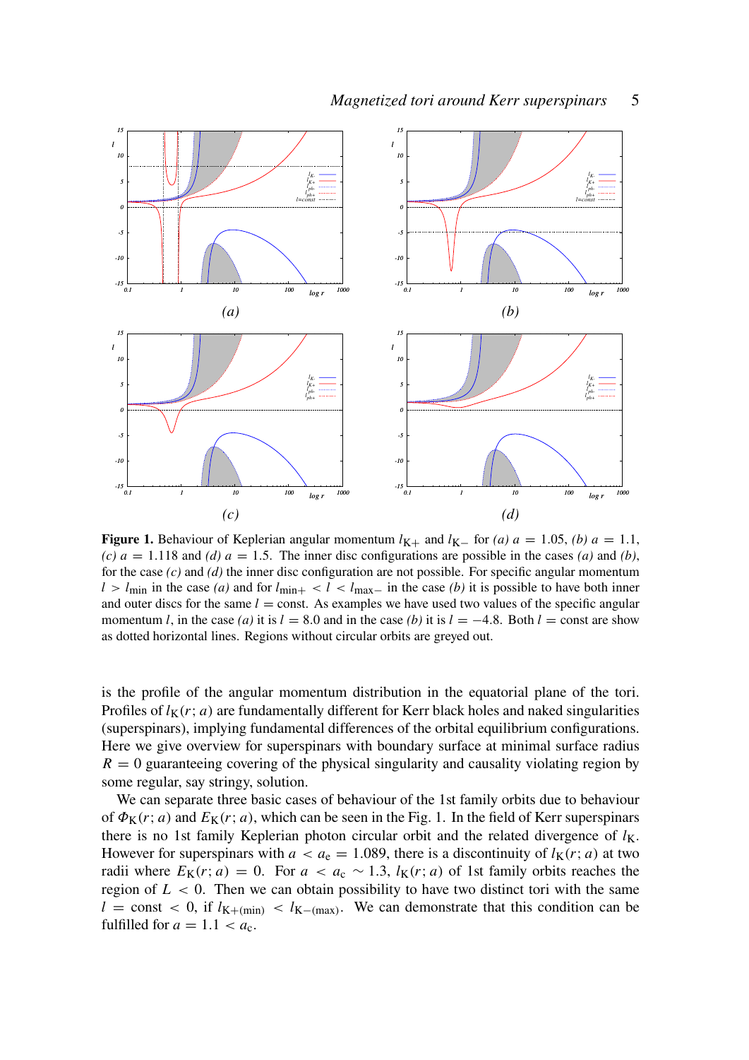**Figure 1.** Behaviour of Keplerian angular momentum $l_{K+}$ and $l_{K-}$ for *(a)* $a = 1.05$, *(b)* $a = 1.1$, *(c)* $a = 1.118$ and *(d)* $a = 1.5$. The inner disc configurations are possible in the cases *(a)* and *(b)*, for the case *(c)* and *(d)* the inner disc configuration are not possible. For specific angular momentum $l > l_{\rm min}$ in the case *(a)* and for $l_{\rm min+} < l < l_{\rm max-}$ in the case *(b)* it is possible to have both inner and outer discs for the same $l = {\rm const}$. As examples we have used two values of the specific angular momentum $l$, in the case *(a)* it is $l = 8.0$ and in the case *(b)* it is $l = -4.8$. Both $l = {\rm const}$ are show as dotted horizontal lines. Regions without circular orbits are greyed out.

is the profile of the angular momentum distribution in the equatorial plane of the tori. Profiles of $l_K(r; a)$ are fundamentally different for Kerr black holes and naked singularities (superspinars), implying fundamental differences of the orbital equilibrium configurations. Here we give overview for superspinars with boundary surface at minimal surface radius $R = 0$ guaranteeing covering of the physical singularity and causality violating region by some regular, say stringy, solution.

We can separate three basic cases of behaviour of the 1st family orbits due to behaviour of $\Phi_K(r; a)$ and $E_K(r; a)$, which can be seen in the Fig. 1. In the field of Kerr superspinars there is no 1st family Keplerian photon circular orbit and the related divergence of $l_K$. However for superspinars with $a < a_e = 1.089$, there is a discontinuity of $l_K(r; a)$ at two radii where $E_K(r; a) = 0$. For $a < a_c \sim 1.3$, $l_K(r; a)$ of 1st family orbits reaches the region of $L < 0$. Then we can obtain possibility to have two distinct tori with the same $l = {\rm const} < 0$, if $l_{K+({\rm min})} < l_{K-({\rm max})}$. We can demonstrate that this condition can be fulfilled for $a = 1.1 < a_c$.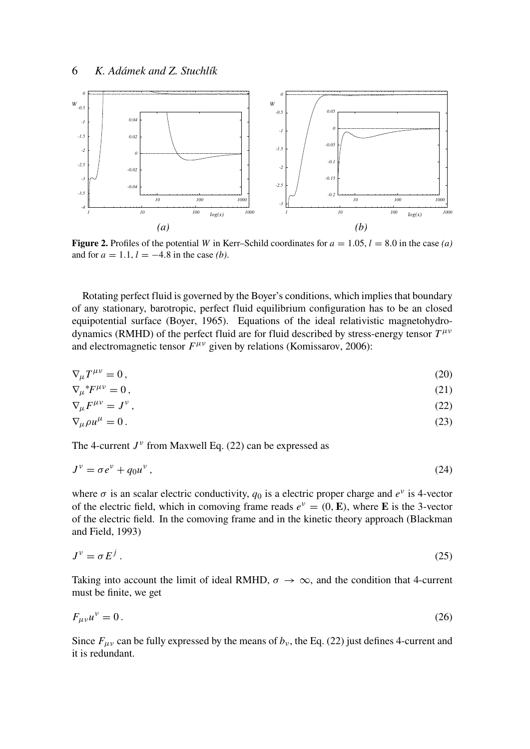**Figure 2.** Profiles of the potential $W$ in Kerr–Schild coordinates for $a = 1.05$, $l = 8.0$ in the case *(a)* and for $a = 1.1$, $l = -4.8$ in the case *(b)*.

Rotating perfect fluid is governed by the Boyer's conditions, which implies that boundary of any stationary, barotropic, perfect fluid equilibrium configuration has to be an closed equipotential surface (Boyer, 1965). Equations of the ideal relativistic magnetohydrodynamics (RMHD) of the perfect fluid are for fluid described by stress-energy tensor $T^{\mu\nu}$ and electromagnetic tensor $F^{\mu\nu}$ given by relations (Komissarov, 2006):

$$\nabla_\mu T^{\mu\nu} = 0 \,, \tag{20}$$

$$\nabla_\mu {}^{*}F^{\mu\nu} = 0 \,, \tag{21}$$

$$\nabla_\mu F^{\mu\nu} = J^\nu \,, \tag{22}$$

$$\nabla_\mu \rho u^\mu = 0 \,. \tag{23}$$

The 4-current $J^\nu$ from Maxwell Eq. (22) can be expressed as

$$J^\nu = \sigma e^\nu + q_0 u^\nu \,, \tag{24}$$

where $\sigma$ is an scalar electric conductivity, $q_0$ is a electric proper charge and $e^\nu$ is 4-vector of the electric field, which in comoving frame reads $e^\nu = (0, \mathbf{E})$, where $\mathbf{E}$ is the 3-vector of the electric field. In the comoving frame and in the kinetic theory approach (Blackman and Field, 1993)

$$J^\nu = \sigma E^j \,. \tag{25}$$

Taking into account the limit of ideal RMHD, $\sigma \to \infty$, and the condition that 4-current must be finite, we get

$$F_{\mu\nu} u^\nu = 0 \,. \tag{26}$$

Since $F_{\mu\nu}$ can be fully expressed by the means of $b_\nu$, the Eq. (22) just defines 4-current and it is redundant.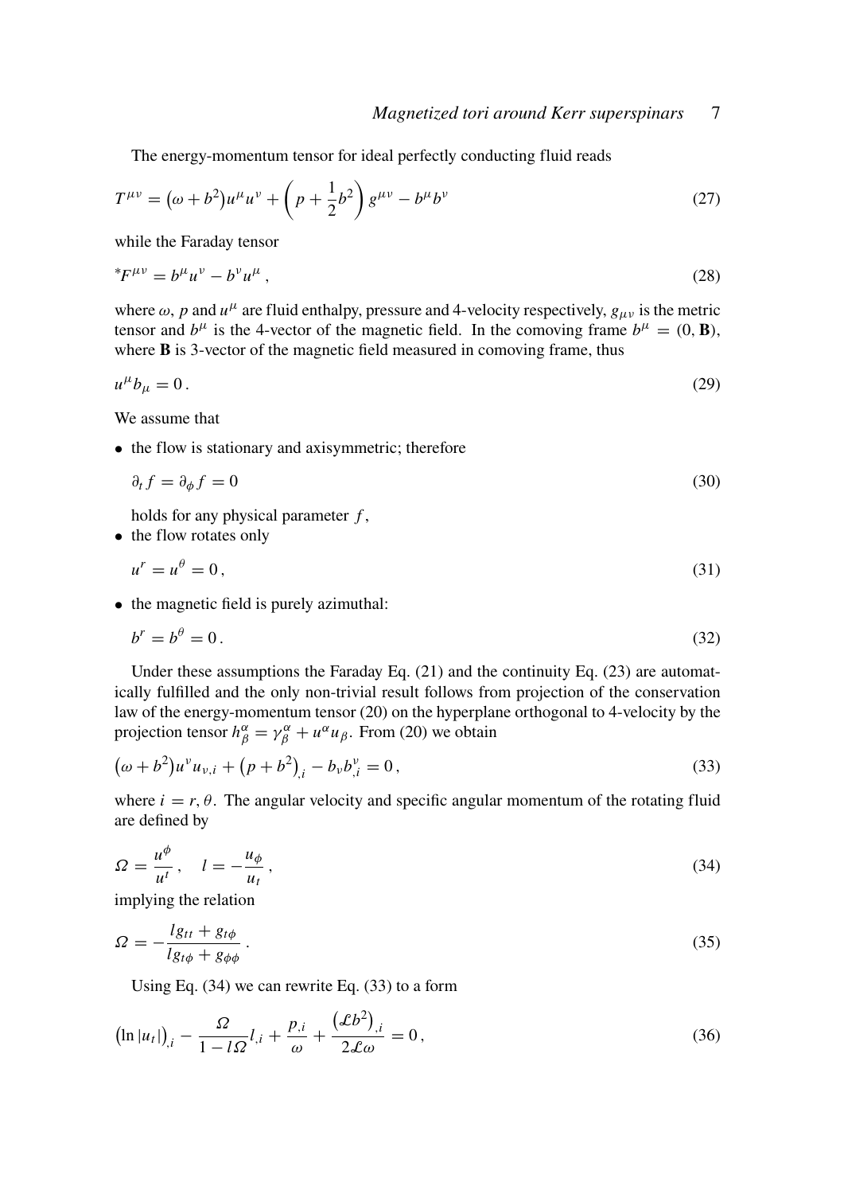The energy-momentum tensor for ideal perfectly conducting fluid reads

$$T^{\mu\nu} = \left(\omega + b^2\right) u^\mu u^\nu + \left(p + \frac{1}{2} b^2\right) g^{\mu\nu} - b^\mu b^\nu \tag{27}$$

while the Faraday tensor

$${}^*F^{\mu\nu} = b^\mu u^\nu - b^\nu u^\mu \,, \tag{28}$$

where $\omega$, $p$ and $u^\mu$ are fluid enthalpy, pressure and 4-velocity respectively, $g_{\mu\nu}$ is the metric tensor and $b^\mu$ is the 4-vector of the magnetic field. In the comoving frame $b^\mu = (0, \mathbf{B})$, where $\mathbf{B}$ is 3-vector of the magnetic field measured in comoving frame, thus

$$u^\mu b_\mu = 0 \,. \tag{29}$$

We assume that

- the flow is stationary and axisymmetric; therefore

$$\partial_t f = \partial_\phi f = 0 \tag{30}$$

  holds for any physical parameter $f$,
- the flow rotates only

$$u^r = u^\theta = 0 \,, \tag{31}$$

- the magnetic field is purely azimuthal:

$$b^r = b^\theta = 0 \,. \tag{32}$$

Under these assumptions the Faraday Eq. (21) and the continuity Eq. (23) are automatically fulfilled and the only non-trivial result follows from projection of the conservation law of the energy-momentum tensor (20) on the hyperplane orthogonal to 4-velocity by the projection tensor $h^\alpha_\beta = \gamma^\alpha_\beta + u^\alpha u_\beta$. From (20) we obtain

$$\left(\omega + b^2\right) u^\nu u_{\nu,i} + \left(p + b^2\right)_{,i} - b_\nu b^\nu_{,i} = 0 \,, \tag{33}$$

where $i = r, \theta$. The angular velocity and specific angular momentum of the rotating fluid are defined by

$$\Omega = \frac{u^\phi}{u^t} \,, \quad l = -\frac{u_\phi}{u_t} \,, \tag{34}$$

implying the relation

$$\Omega = -\frac{l g_{tt} + g_{t\phi}}{l g_{t\phi} + g_{\phi\phi}} \,. \tag{35}$$

Using Eq. (34) we can rewrite Eq. (33) to a form

$$\left(\ln |u_t|\right)_{,i} - \frac{\Omega}{1 - l\Omega} l_{,i} + \frac{p_{,i}}{\omega} + \frac{\left(\mathcal{L} b^2\right)_{,i}}{2\mathcal{L}\omega} = 0 \,, \tag{36}$$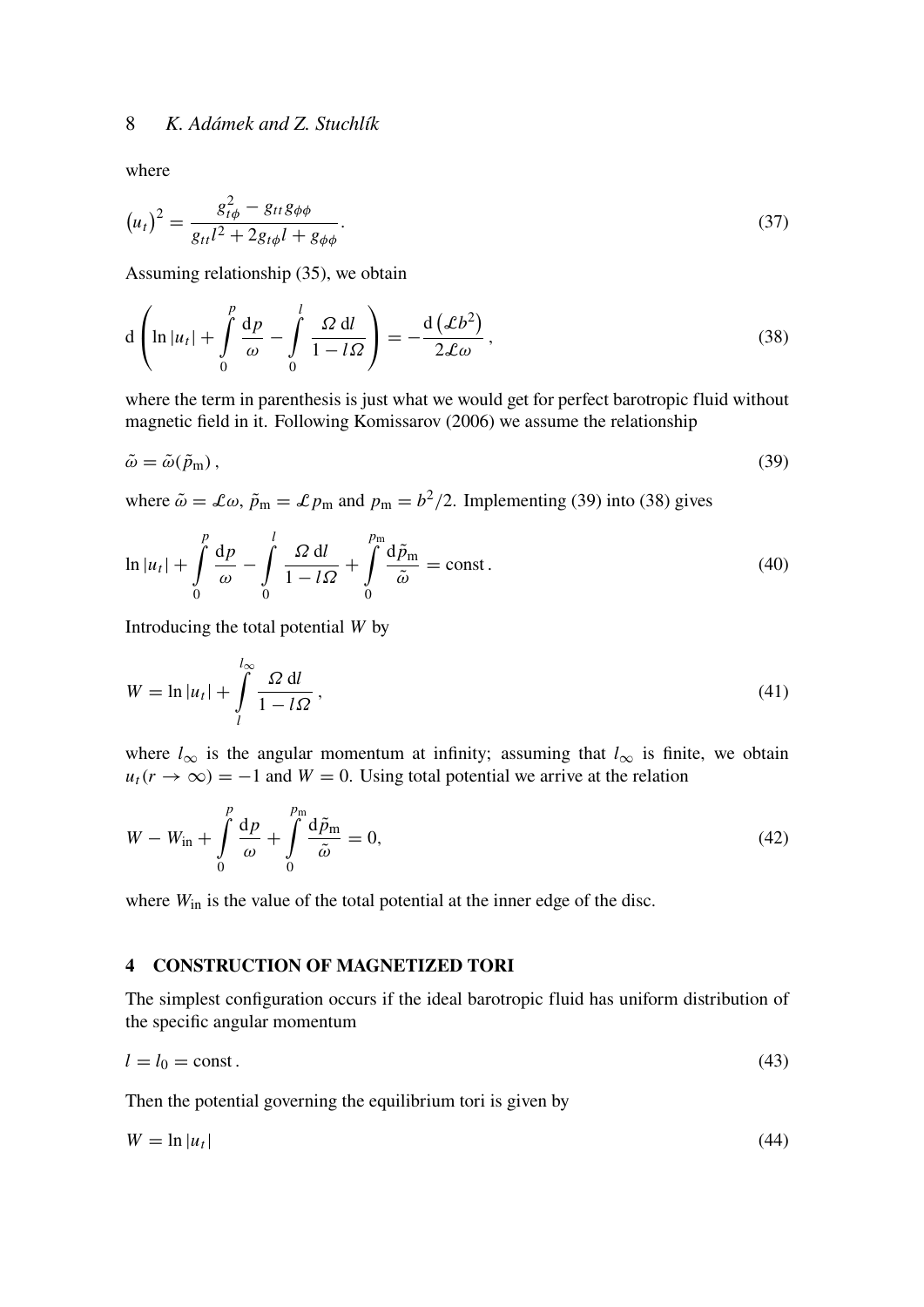where

$$
\left(u_t\right)^2 = \frac{g_{t\phi}^2 - g_{tt}g_{\phi\phi}}{g_{tt}l^2 + 2g_{t\phi}l + g_{\phi\phi}}. \tag{37}
$$

Assuming relationship (35), we obtain

$$
\mathrm{d}\left( \ln|u_t| + \int_0^p \frac{\mathrm{d}p}{\omega} - \int_0^l \frac{\Omega\, \mathrm{d}l}{1 - l\Omega} \right) = -\frac{\mathrm{d}\left(\mathcal{L}b^2\right)}{2\mathcal{L}\omega}, \tag{38}
$$

where the term in parenthesis is just what we would get for perfect barotropic fluid without magnetic field in it. Following Komissarov (2006) we assume the relationship

$$
\tilde{\omega} = \tilde{\omega}(\tilde{p}_\mathrm{m}), \tag{39}
$$

where $\tilde{\omega} = \mathcal{L}\omega$, $\tilde{p}_\mathrm{m} = \mathcal{L}p_\mathrm{m}$ and $p_\mathrm{m} = b^2/2$. Implementing (39) into (38) gives

$$
\ln|u_t| + \int_0^p \frac{\mathrm{d}p}{\omega} - \int_0^l \frac{\Omega\, \mathrm{d}l}{1 - l\Omega} + \int_0^{p_\mathrm{m}} \frac{\mathrm{d}\tilde{p}_\mathrm{m}}{\tilde{\omega}} = \mathrm{const}. \tag{40}
$$

Introducing the total potential $W$ by

$$
W = \ln|u_t| + \int_l^{l_\infty} \frac{\Omega\, \mathrm{d}l}{1 - l\Omega}, \tag{41}
$$

where $l_\infty$ is the angular momentum at infinity; assuming that $l_\infty$ is finite, we obtain $u_t(r \to \infty) = -1$ and $W = 0$. Using total potential we arrive at the relation

$$
W - W_\mathrm{in} + \int_0^p \frac{\mathrm{d}p}{\omega} + \int_0^{p_\mathrm{m}} \frac{\mathrm{d}\tilde{p}_\mathrm{m}}{\tilde{\omega}} = 0, \tag{42}
$$

where $W_\mathrm{in}$ is the value of the total potential at the inner edge of the disc.

## 4 CONSTRUCTION OF MAGNETIZED TORI

The simplest configuration occurs if the ideal barotropic fluid has uniform distribution of the specific angular momentum

$$
l = l_0 = \mathrm{const}. \tag{43}
$$

Then the potential governing the equilibrium tori is given by

$$
W = \ln|u_t| \tag{44}
$$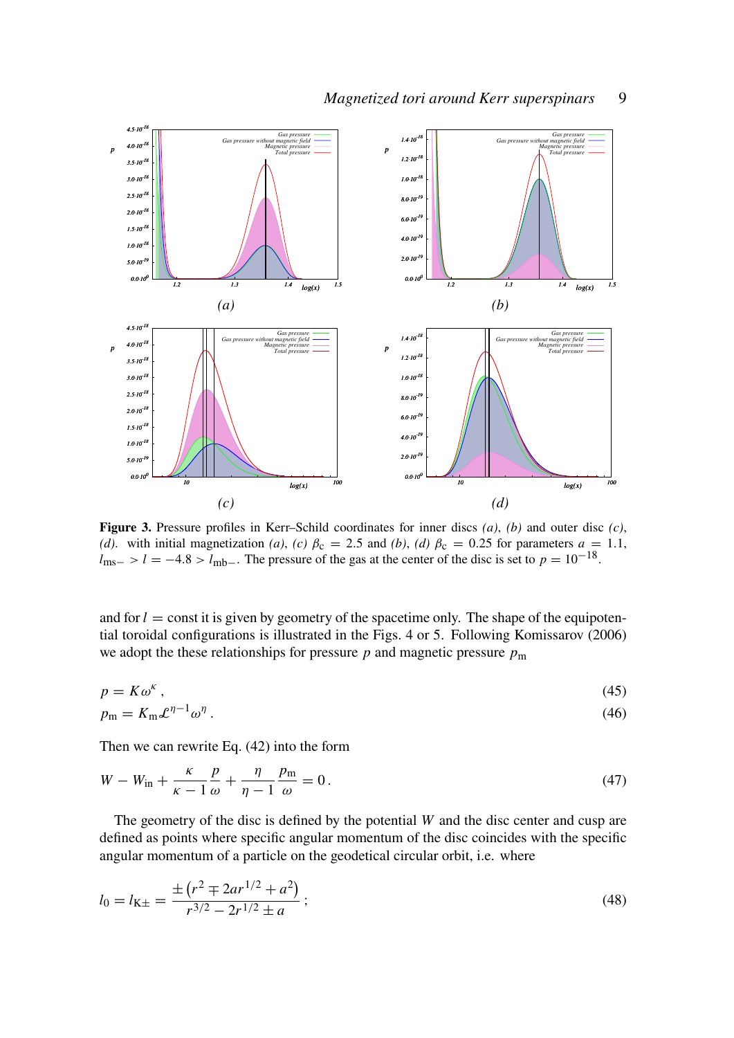**Figure 3.** Pressure profiles in Kerr–Schild coordinates for inner discs *(a)*, *(b)* and outer disc *(c)*, *(d)*. with initial magnetization *(a)*, *(c)* $\beta_{\rm c} = 2.5$ and *(b)*, *(d)* $\beta_{\rm c} = 0.25$ for parameters $a = 1.1$, $l_{\rm ms-} > l = -4.8 > l_{\rm mb-}$. The pressure of the gas at the center of the disc is set to $p = 10^{-18}$.

and for $l = \text{const}$ it is given by geometry of the spacetime only. The shape of the equipotential toroidal configurations is illustrated in the Figs. 4 or 5. Following Komissarov (2006) we adopt the these relationships for pressure $p$ and magnetic pressure $p_{\rm m}$

$$p = K\omega^{\kappa} \,, \tag{45}$$

$$p_{\rm m} = K_{\rm m}\mathcal{L}^{\eta-1}\omega^{\eta} \,. \tag{46}$$

Then we can rewrite Eq. (42) into the form

$$W - W_{\rm in} + \frac{\kappa}{\kappa-1}\frac{p}{\omega} + \frac{\eta}{\eta-1}\frac{p_{\rm m}}{\omega} = 0 \,. \tag{47}$$

The geometry of the disc is defined by the potential $W$ and the disc center and cusp are defined as points where specific angular momentum of the disc coincides with the specific angular momentum of a particle on the geodetical circular orbit, i.e. where

$$l_0 = l_{\rm K\pm} = \frac{\pm\left(r^2 \mp 2ar^{1/2} + a^2\right)}{r^{3/2} - 2r^{1/2} \pm a} \,; \tag{48}$$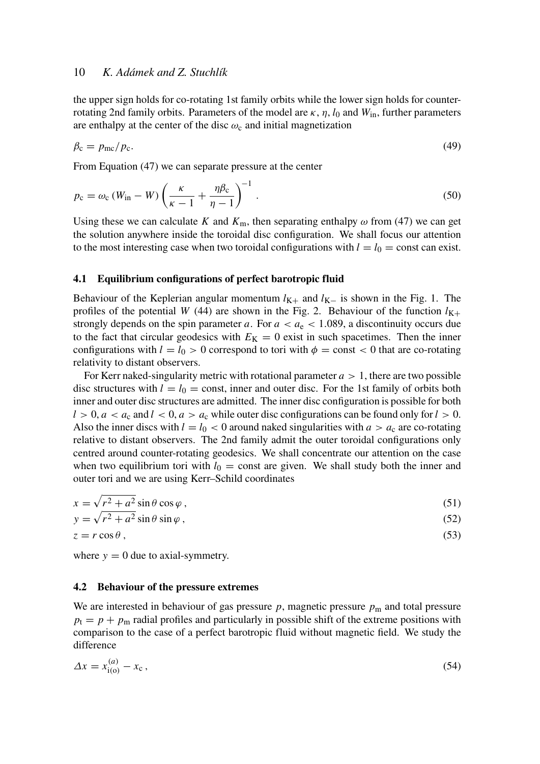the upper sign holds for co-rotating 1st family orbits while the lower sign holds for counter-rotating 2nd family orbits. Parameters of the model are $\kappa$, $\eta$, $l_0$ and $W_{\mathrm{in}}$, further parameters are enthalpy at the center of the disc $\omega_{\mathrm{c}}$ and initial magnetization

$$\beta_{\mathrm{c}} = p_{\mathrm{mc}}/p_{\mathrm{c}}. \tag{49}$$

From Equation (47) we can separate pressure at the center

$$p_{\mathrm{c}} = \omega_{\mathrm{c}} \left( W_{\mathrm{in}} - W \right) \left( \frac{\kappa}{\kappa - 1} + \frac{\eta \beta_{\mathrm{c}}}{\eta - 1} \right)^{-1} . \tag{50}$$

Using these we can calculate $K$ and $K_{\mathrm{m}}$, then separating enthalpy $\omega$ from (47) we can get the solution anywhere inside the toroidal disc configuration. We shall focus our attention to the most interesting case when two toroidal configurations with $l = l_0 = \mathrm{const}$ can exist.

### 4.1 Equilibrium configurations of perfect barotropic fluid

Behaviour of the Keplerian angular momentum $l_{\mathrm{K}+}$ and $l_{\mathrm{K}-}$ is shown in the Fig. 1. The profiles of the potential $W$ (44) are shown in the Fig. 2. Behaviour of the function $l_{\mathrm{K}+}$ strongly depends on the spin parameter $a$. For $a < a_{\mathrm{e}} < 1.089$, a discontinuity occurs due to the fact that circular geodesics with $E_{\mathrm{K}} = 0$ exist in such spacetimes. Then the inner configurations with $l = l_0 > 0$ correspond to tori with $\phi = \mathrm{const} < 0$ that are co-rotating relativity to distant observers.

For Kerr naked-singularity metric with rotational parameter $a > 1$, there are two possible disc structures with $l = l_0 = \mathrm{const}$, inner and outer disc. For the 1st family of orbits both inner and outer disc structures are admitted. The inner disc configuration is possible for both $l > 0, a < a_{\mathrm{c}}$ and $l < 0, a > a_{\mathrm{c}}$ while outer disc configurations can be found only for $l > 0$. Also the inner discs with $l = l_0 < 0$ around naked singularities with $a > a_{\mathrm{c}}$ are co-rotating relative to distant observers. The 2nd family admit the outer toroidal configurations only centred around counter-rotating geodesics. We shall concentrate our attention on the case when two equilibrium tori with $l_0 = \mathrm{const}$ are given. We shall study both the inner and outer tori and we are using Kerr–Schild coordinates

$$x = \sqrt{r^2 + a^2} \sin\theta \cos\varphi \, , \tag{51}$$

$$y = \sqrt{r^2 + a^2} \sin\theta \sin\varphi \, , \tag{52}$$

$$z = r \cos\theta \, , \tag{53}$$

where $y = 0$ due to axial-symmetry.

### 4.2 Behaviour of the pressure extremes

We are interested in behaviour of gas pressure $p$, magnetic pressure $p_{\mathrm{m}}$ and total pressure $p_{\mathrm{t}} = p + p_{\mathrm{m}}$ radial profiles and particularly in possible shift of the extreme positions with comparison to the case of a perfect barotropic fluid without magnetic field. We study the difference

$$\Delta x = x^{(a)}_{\mathrm{i(o)}} - x_{\mathrm{c}} \, , \tag{54}$$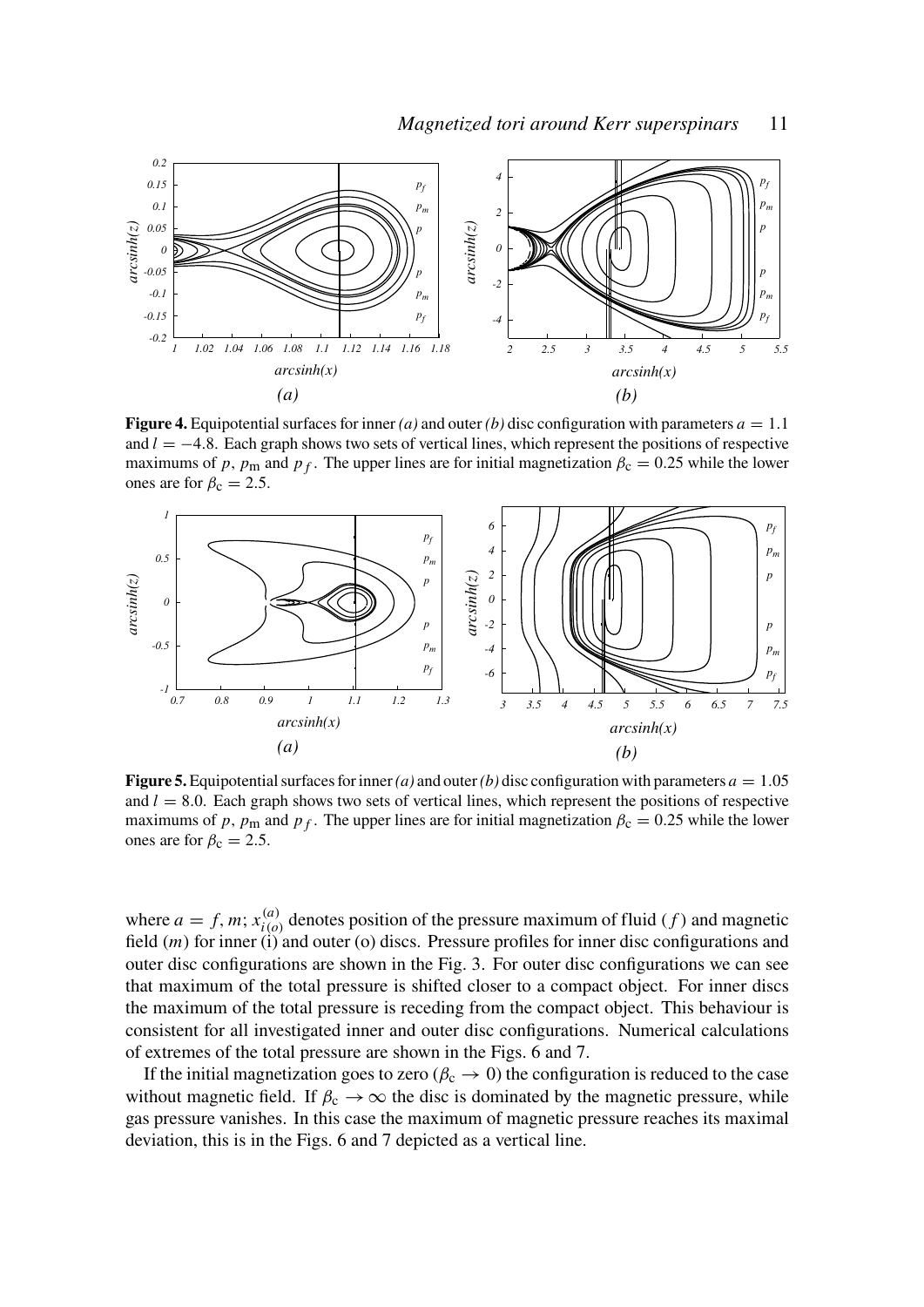**Figure 4.** Equipotential surfaces for inner *(a)* and outer *(b)* disc configuration with parameters $a = 1.1$ and $l = -4.8$. Each graph shows two sets of vertical lines, which represent the positions of respective maximums of $p$, $p_{\rm m}$ and $p_f$. The upper lines are for initial magnetization $\beta_{\rm c} = 0.25$ while the lower ones are for $\beta_{\rm c} = 2.5$.

**Figure 5.** Equipotential surfaces for inner *(a)* and outer *(b)* disc configuration with parameters $a = 1.05$ and $l = 8.0$. Each graph shows two sets of vertical lines, which represent the positions of respective maximums of $p$, $p_{\rm m}$ and $p_f$. The upper lines are for initial magnetization $\beta_{\rm c} = 0.25$ while the lower ones are for $\beta_{\rm c} = 2.5$.

where $a = f, m$; $x^{(a)}_{i(o)}$ denotes position of the pressure maximum of fluid ($f$) and magnetic field ($m$) for inner (i) and outer (o) discs. Pressure profiles for inner disc configurations and outer disc configurations are shown in the Fig. 3. For outer disc configurations we can see that maximum of the total pressure is shifted closer to a compact object. For inner discs the maximum of the total pressure is receding from the compact object. This behaviour is consistent for all investigated inner and outer disc configurations. Numerical calculations of extremes of the total pressure are shown in the Figs. 6 and 7.

If the initial magnetization goes to zero ($\beta_{\rm c} \to 0$) the configuration is reduced to the case without magnetic field. If $\beta_{\rm c} \to \infty$ the disc is dominated by the magnetic pressure, while gas pressure vanishes. In this case the maximum of magnetic pressure reaches its maximal deviation, this is in the Figs. 6 and 7 depicted as a vertical line.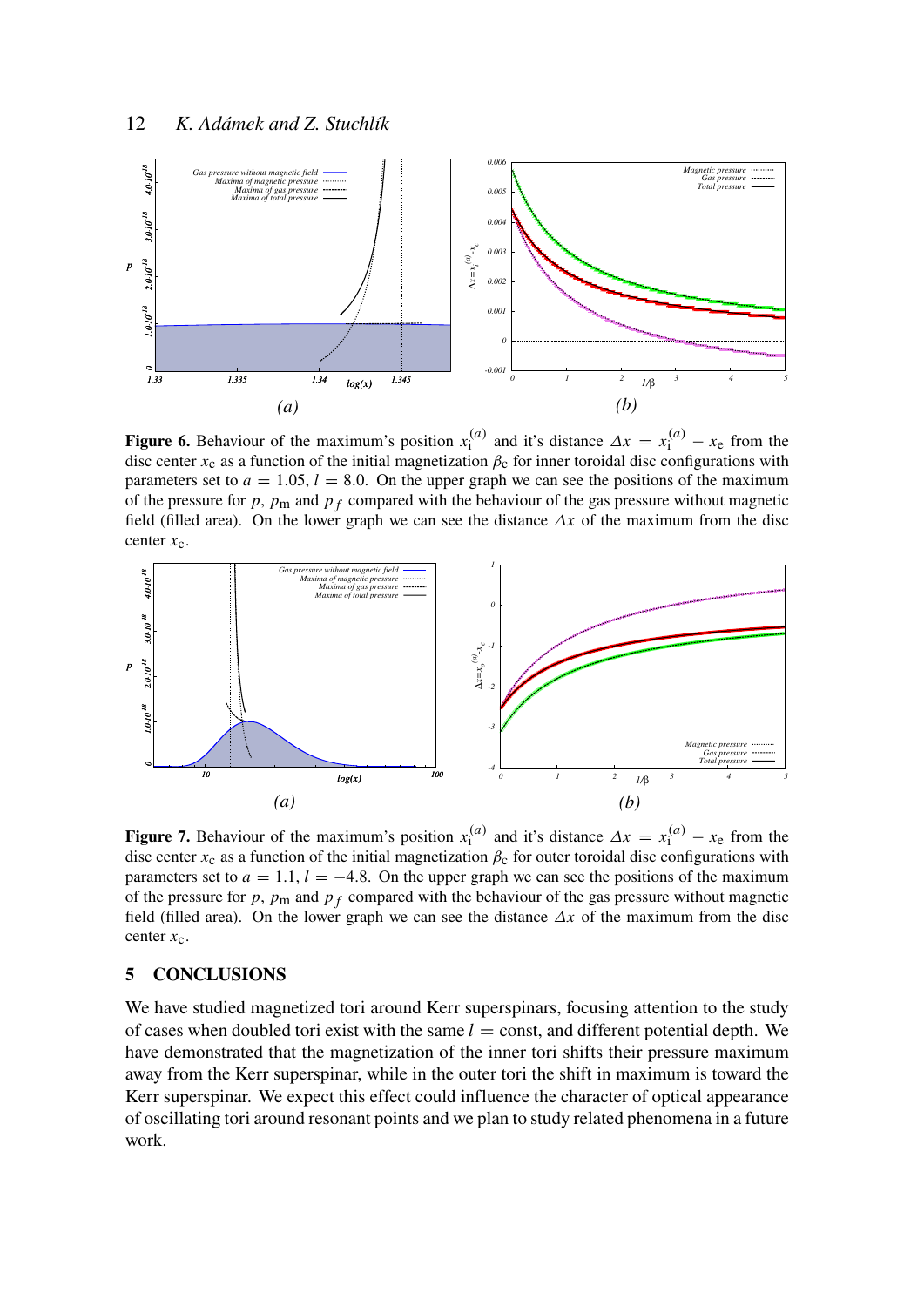**Figure 6.** Behaviour of the maximum's position $x_\mathrm{i}^{(a)}$ and it's distance $\Delta x = x_\mathrm{i}^{(a)} - x_\mathrm{e}$ from the disc center $x_\mathrm{c}$ as a function of the initial magnetization $\beta_\mathrm{c}$ for inner toroidal disc configurations with parameters set to $a = 1.05$, $l = 8.0$. On the upper graph we can see the positions of the maximum of the pressure for $p$, $p_\mathrm{m}$ and $p_f$ compared with the behaviour of the gas pressure without magnetic field (filled area). On the lower graph we can see the distance $\Delta x$ of the maximum from the disc center $x_\mathrm{c}$.

**Figure 7.** Behaviour of the maximum's position $x_\mathrm{i}^{(a)}$ and it's distance $\Delta x = x_\mathrm{i}^{(a)} - x_\mathrm{e}$ from the disc center $x_\mathrm{c}$ as a function of the initial magnetization $\beta_\mathrm{c}$ for outer toroidal disc configurations with parameters set to $a = 1.1$, $l = -4.8$. On the upper graph we can see the positions of the maximum of the pressure for $p$, $p_\mathrm{m}$ and $p_f$ compared with the behaviour of the gas pressure without magnetic field (filled area). On the lower graph we can see the distance $\Delta x$ of the maximum from the disc center $x_\mathrm{c}$.

## 5 CONCLUSIONS

We have studied magnetized tori around Kerr superspinars, focusing attention to the study of cases when doubled tori exist with the same $l = \mathrm{const}$, and different potential depth. We have demonstrated that the magnetization of the inner tori shifts their pressure maximum away from the Kerr superspinar, while in the outer tori the shift in maximum is toward the Kerr superspinar. We expect this effect could influence the character of optical appearance of oscillating tori around resonant points and we plan to study related phenomena in a future work.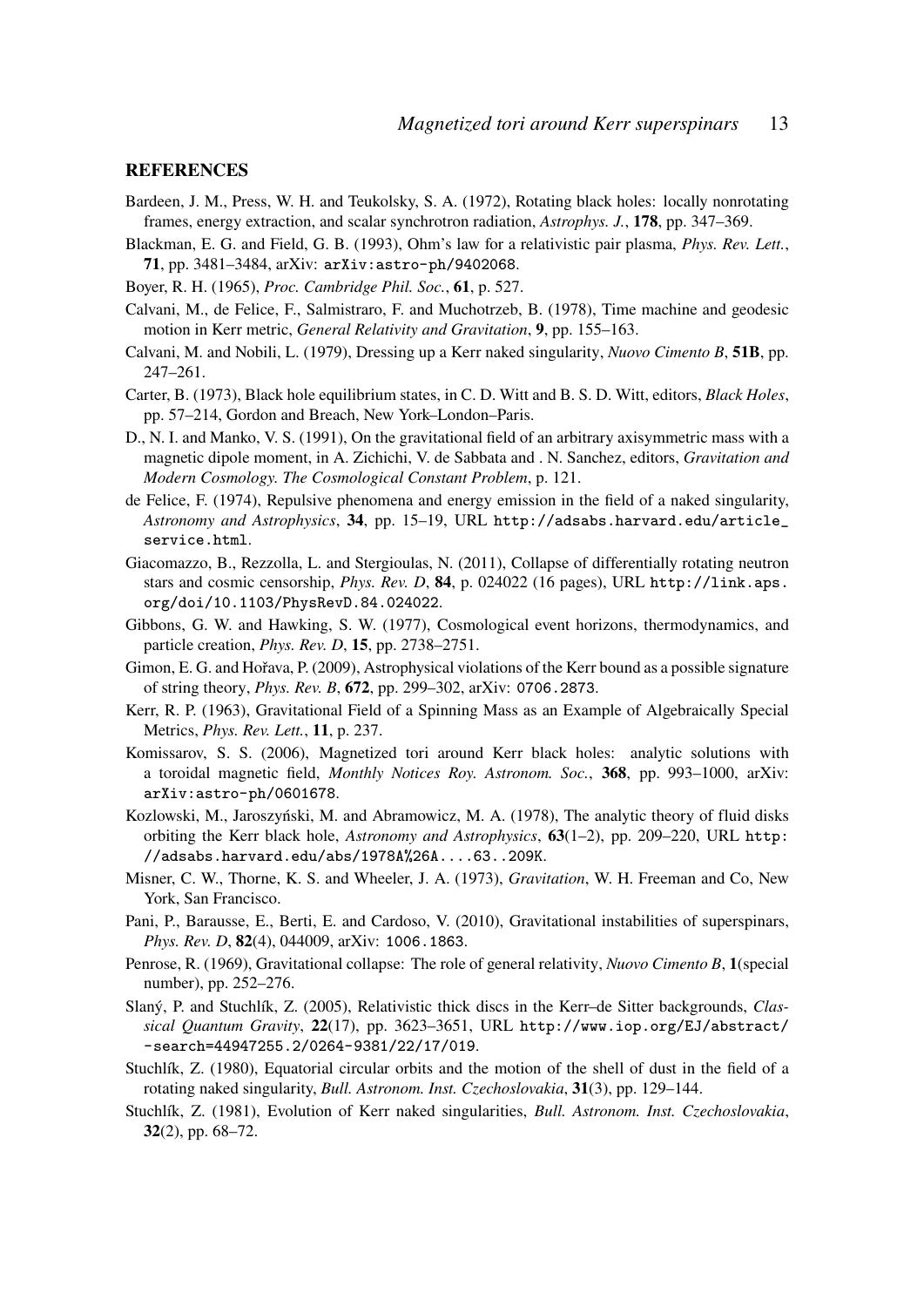## REFERENCES

Bardeen, J. M., Press, W. H. and Teukolsky, S. A. (1972), Rotating black holes: locally nonrotating frames, energy extraction, and scalar synchrotron radiation, *Astrophys. J.*, **178**, pp. 347–369.

Blackman, E. G. and Field, G. B. (1993), Ohm's law for a relativistic pair plasma, *Phys. Rev. Lett.*, **71**, pp. 3481–3484, arXiv: arXiv:astro-ph/9402068.

Boyer, R. H. (1965), *Proc. Cambridge Phil. Soc.*, **61**, p. 527.

Calvani, M., de Felice, F., Salmistraro, F. and Muchotrzeb, B. (1978), Time machine and geodesic motion in Kerr metric, *General Relativity and Gravitation*, **9**, pp. 155–163.

Calvani, M. and Nobili, L. (1979), Dressing up a Kerr naked singularity, *Nuovo Cimento B*, **51B**, pp. 247–261.

Carter, B. (1973), Black hole equilibrium states, in C. D. Witt and B. S. D. Witt, editors, *Black Holes*, pp. 57–214, Gordon and Breach, New York–London–Paris.

D., N. I. and Manko, V. S. (1991), On the gravitational field of an arbitrary axisymmetric mass with a magnetic dipole moment, in A. Zichichi, V. de Sabbata and . N. Sanchez, editors, *Gravitation and Modern Cosmology. The Cosmological Constant Problem*, p. 121.

de Felice, F. (1974), Repulsive phenomena and energy emission in the field of a naked singularity, *Astronomy and Astrophysics*, **34**, pp. 15–19, URL http://adsabs.harvard.edu/article_service.html.

Giacomazzo, B., Rezzolla, L. and Stergioulas, N. (2011), Collapse of differentially rotating neutron stars and cosmic censorship, *Phys. Rev. D*, **84**, p. 024022 (16 pages), URL http://link.aps.org/doi/10.1103/PhysRevD.84.024022.

Gibbons, G. W. and Hawking, S. W. (1977), Cosmological event horizons, thermodynamics, and particle creation, *Phys. Rev. D*, **15**, pp. 2738–2751.

Gimon, E. G. and Hořava, P. (2009), Astrophysical violations of the Kerr bound as a possible signature of string theory, *Phys. Rev. B*, **672**, pp. 299–302, arXiv: 0706.2873.

Kerr, R. P. (1963), Gravitational Field of a Spinning Mass as an Example of Algebraically Special Metrics, *Phys. Rev. Lett.*, **11**, p. 237.

Komissarov, S. S. (2006), Magnetized tori around Kerr black holes: analytic solutions with a toroidal magnetic field, *Monthly Notices Roy. Astronom. Soc.*, **368**, pp. 993–1000, arXiv: arXiv:astro-ph/0601678.

Kozlowski, M., Jaroszyński, M. and Abramowicz, M. A. (1978), The analytic theory of fluid disks orbiting the Kerr black hole, *Astronomy and Astrophysics*, **63**(1–2), pp. 209–220, URL http://adsabs.harvard.edu/abs/1978A%26A....63..209K.

Misner, C. W., Thorne, K. S. and Wheeler, J. A. (1973), *Gravitation*, W. H. Freeman and Co, New York, San Francisco.

Pani, P., Barausse, E., Berti, E. and Cardoso, V. (2010), Gravitational instabilities of superspinars, *Phys. Rev. D*, **82**(4), 044009, arXiv: 1006.1863.

Penrose, R. (1969), Gravitational collapse: The role of general relativity, *Nuovo Cimento B*, **1**(special number), pp. 252–276.

Slaný, P. and Stuchlík, Z. (2005), Relativistic thick discs in the Kerr–de Sitter backgrounds, *Classical Quantum Gravity*, **22**(17), pp. 3623–3651, URL http://www.iop.org/EJ/abstract/-search=44947255.2/0264-9381/22/17/019.

Stuchlík, Z. (1980), Equatorial circular orbits and the motion of the shell of dust in the field of a rotating naked singularity, *Bull. Astronom. Inst. Czechoslovakia*, **31**(3), pp. 129–144.

Stuchlík, Z. (1981), Evolution of Kerr naked singularities, *Bull. Astronom. Inst. Czechoslovakia*, **32**(2), pp. 68–72.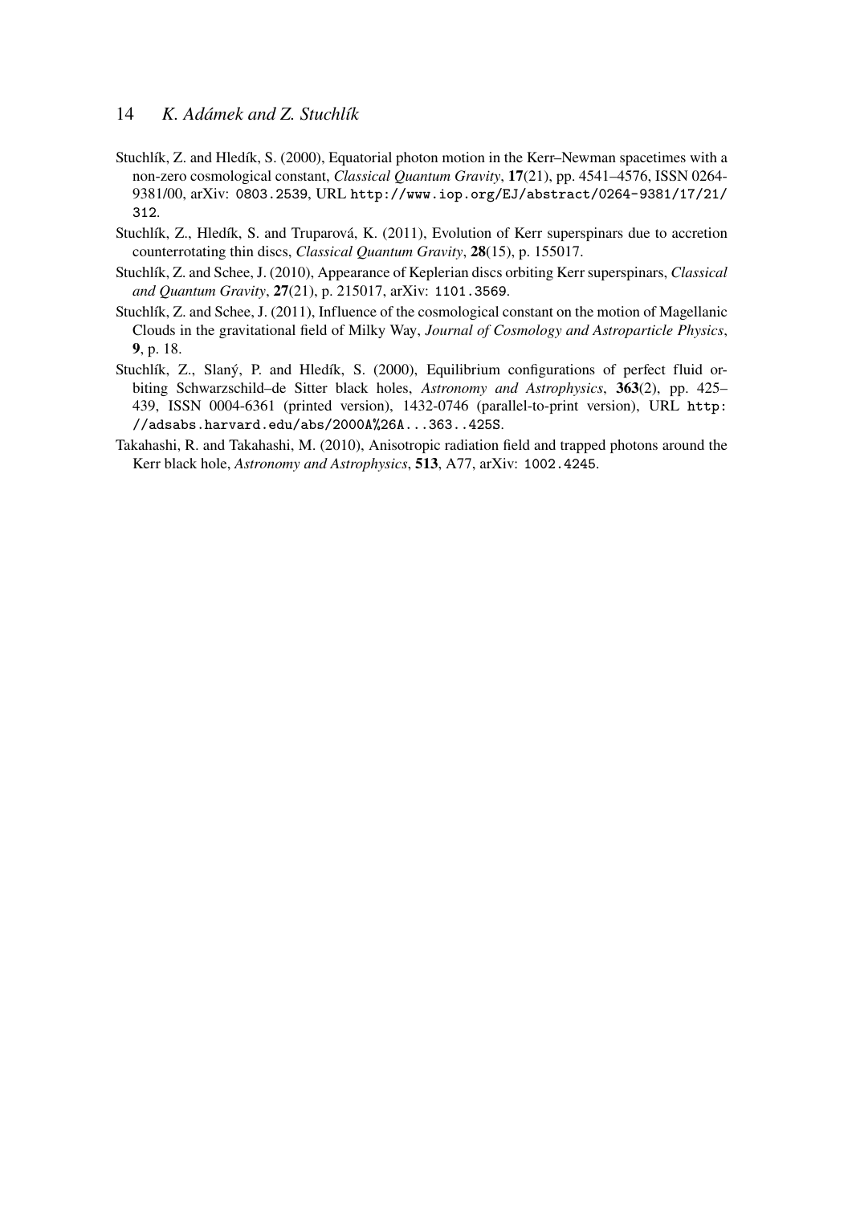Stuchlík, Z. and Hledík, S. (2000), Equatorial photon motion in the Kerr–Newman spacetimes with a non-zero cosmological constant, *Classical Quantum Gravity*, **17**(21), pp. 4541–4576, ISSN 0264-9381/00, arXiv: 0803.2539, URL http://www.iop.org/EJ/abstract/0264-9381/17/21/312.

Stuchlík, Z., Hledík, S. and Truparová, K. (2011), Evolution of Kerr superspinars due to accretion counterrotating thin discs, *Classical Quantum Gravity*, **28**(15), p. 155017.

Stuchlík, Z. and Schee, J. (2010), Appearance of Keplerian discs orbiting Kerr superspinars, *Classical and Quantum Gravity*, **27**(21), p. 215017, arXiv: 1101.3569.

Stuchlík, Z. and Schee, J. (2011), Influence of the cosmological constant on the motion of Magellanic Clouds in the gravitational field of Milky Way, *Journal of Cosmology and Astroparticle Physics*, **9**, p. 18.

Stuchlík, Z., Slaný, P. and Hledík, S. (2000), Equilibrium configurations of perfect fluid orbiting Schwarzschild–de Sitter black holes, *Astronomy and Astrophysics*, **363**(2), pp. 425–439, ISSN 0004-6361 (printed version), 1432-0746 (parallel-to-print version), URL http://adsabs.harvard.edu/abs/2000A%26A...363..425S.

Takahashi, R. and Takahashi, M. (2010), Anisotropic radiation field and trapped photons around the Kerr black hole, *Astronomy and Astrophysics*, **513**, A77, arXiv: 1002.4245.